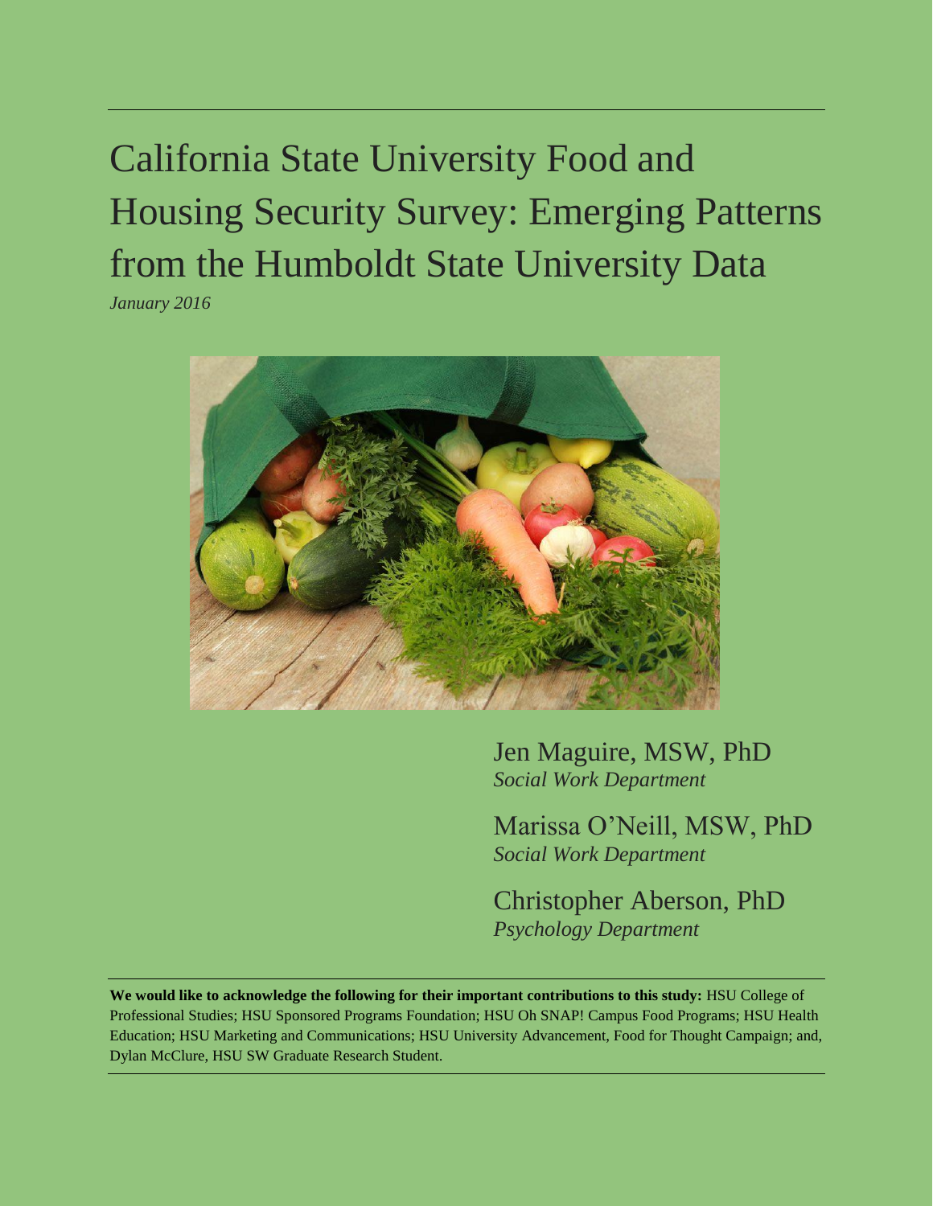# California State University Food and Housing Security Survey: Emerging Patterns from the Humboldt State University Data

*January 2016*

Jen Maguire, MSW, PhD
*Social Work Department*

Marissa O'Neill, MSW, PhD
*Social Work Department*

Christopher Aberson, PhD
*Psychology Department*

**We would like to acknowledge the following for their important contributions to this study:** HSU College of Professional Studies; HSU Sponsored Programs Foundation; HSU Oh SNAP! Campus Food Programs; HSU Health Education; HSU Marketing and Communications; HSU University Advancement, Food for Thought Campaign; and, Dylan McClure, HSU SW Graduate Research Student.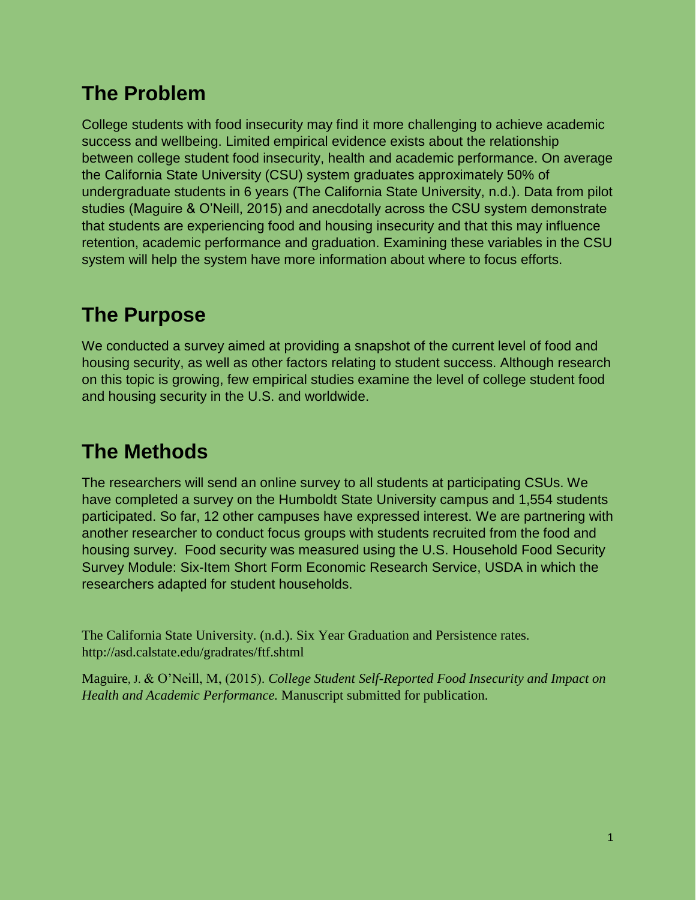## The Problem

College students with food insecurity may find it more challenging to achieve academic success and wellbeing. Limited empirical evidence exists about the relationship between college student food insecurity, health and academic performance. On average the California State University (CSU) system graduates approximately 50% of undergraduate students in 6 years (The California State University, n.d.). Data from pilot studies (Maguire & O'Neill, 2015) and anecdotally across the CSU system demonstrate that students are experiencing food and housing insecurity and that this may influence retention, academic performance and graduation. Examining these variables in the CSU system will help the system have more information about where to focus efforts.

## The Purpose

We conducted a survey aimed at providing a snapshot of the current level of food and housing security, as well as other factors relating to student success. Although research on this topic is growing, few empirical studies examine the level of college student food and housing security in the U.S. and worldwide.

## The Methods

The researchers will send an online survey to all students at participating CSUs. We have completed a survey on the Humboldt State University campus and 1,554 students participated. So far, 12 other campuses have expressed interest. We are partnering with another researcher to conduct focus groups with students recruited from the food and housing survey. Food security was measured using the U.S. Household Food Security Survey Module: Six-Item Short Form Economic Research Service, USDA in which the researchers adapted for student households.

The California State University. (n.d.). Six Year Graduation and Persistence rates. http://asd.calstate.edu/gradrates/ftf.shtml

Maguire, J. & O'Neill, M, (2015). *College Student Self-Reported Food Insecurity and Impact on Health and Academic Performance.* Manuscript submitted for publication.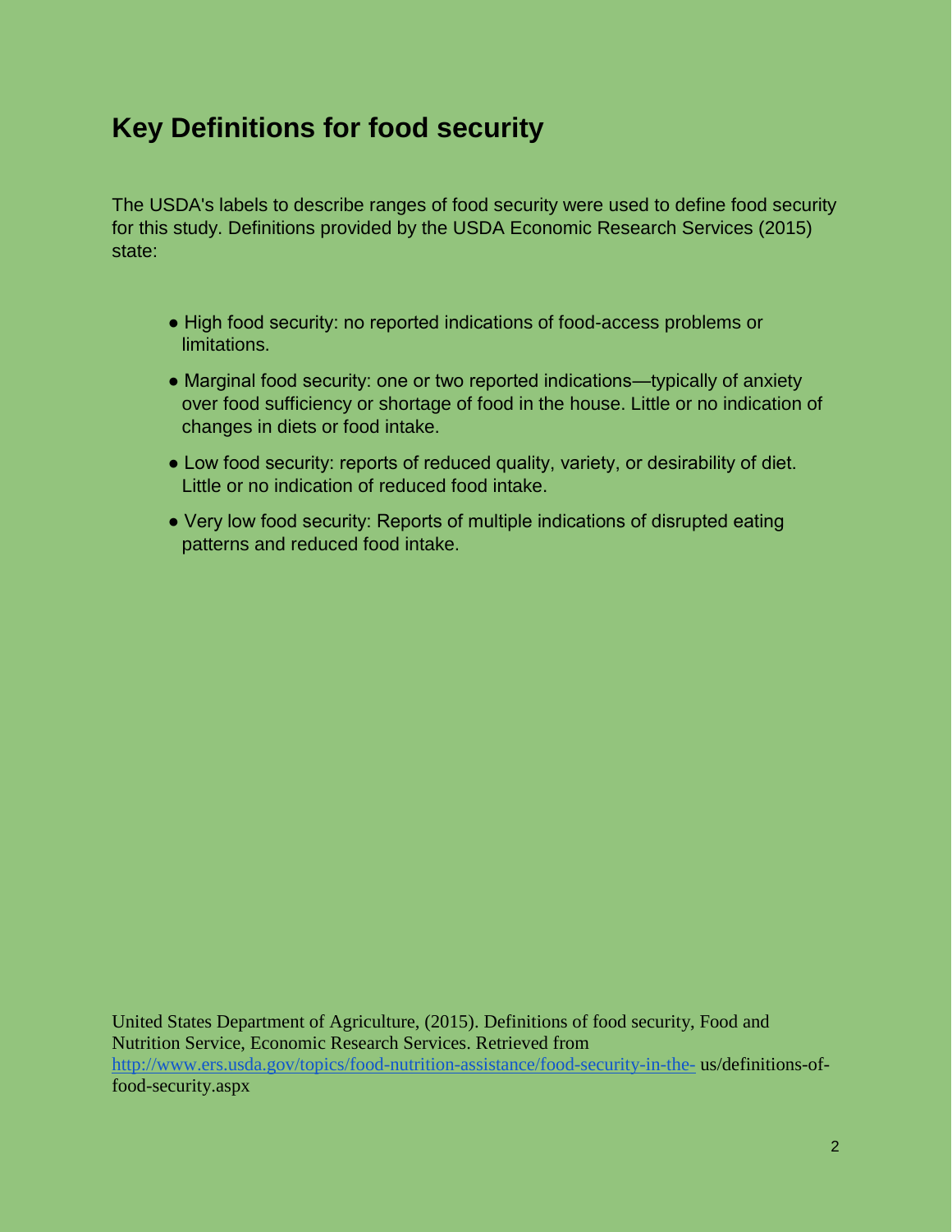## Key Definitions for food security

The USDA's labels to describe ranges of food security were used to define food security for this study. Definitions provided by the USDA Economic Research Services (2015) state:

- High food security: no reported indications of food-access problems or limitations.
- Marginal food security: one or two reported indications—typically of anxiety over food sufficiency or shortage of food in the house. Little or no indication of changes in diets or food intake.
- Low food security: reports of reduced quality, variety, or desirability of diet. Little or no indication of reduced food intake.
- Very low food security: Reports of multiple indications of disrupted eating patterns and reduced food intake.

United States Department of Agriculture, (2015). Definitions of food security, Food and Nutrition Service, Economic Research Services. Retrieved from http://www.ers.usda.gov/topics/food-nutrition-assistance/food-security-in-the- us/definitions-of-food-security.aspx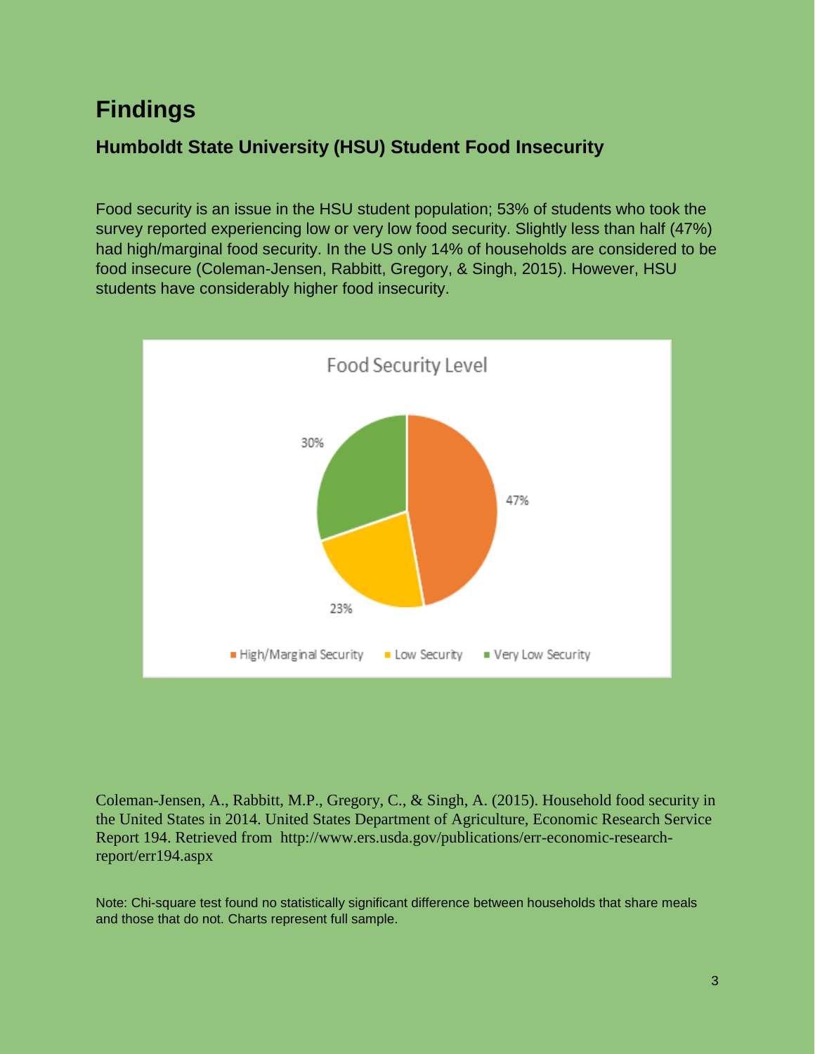# Findings

## Humboldt State University (HSU) Student Food Insecurity

Food security is an issue in the HSU student population; 53% of students who took the survey reported experiencing low or very low food security. Slightly less than half (47%) had high/marginal food security. In the US only 14% of households are considered to be food insecure (Coleman-Jensen, Rabbitt, Gregory, & Singh, 2015). However, HSU students have considerably higher food insecurity.

Food Security Level

| Food Security Level | Percent |
|---|---|
| High/Marginal Security | 47% |
| Low Security | 23% |
| Very Low Security | 30% |

Coleman-Jensen, A., Rabbitt, M.P., Gregory, C., & Singh, A. (2015). Household food security in the United States in 2014. United States Department of Agriculture, Economic Research Service Report 194. Retrieved from http://www.ers.usda.gov/publications/err-economic-research-report/err194.aspx

Note: Chi-square test found no statistically significant difference between households that share meals and those that do not. Charts represent full sample.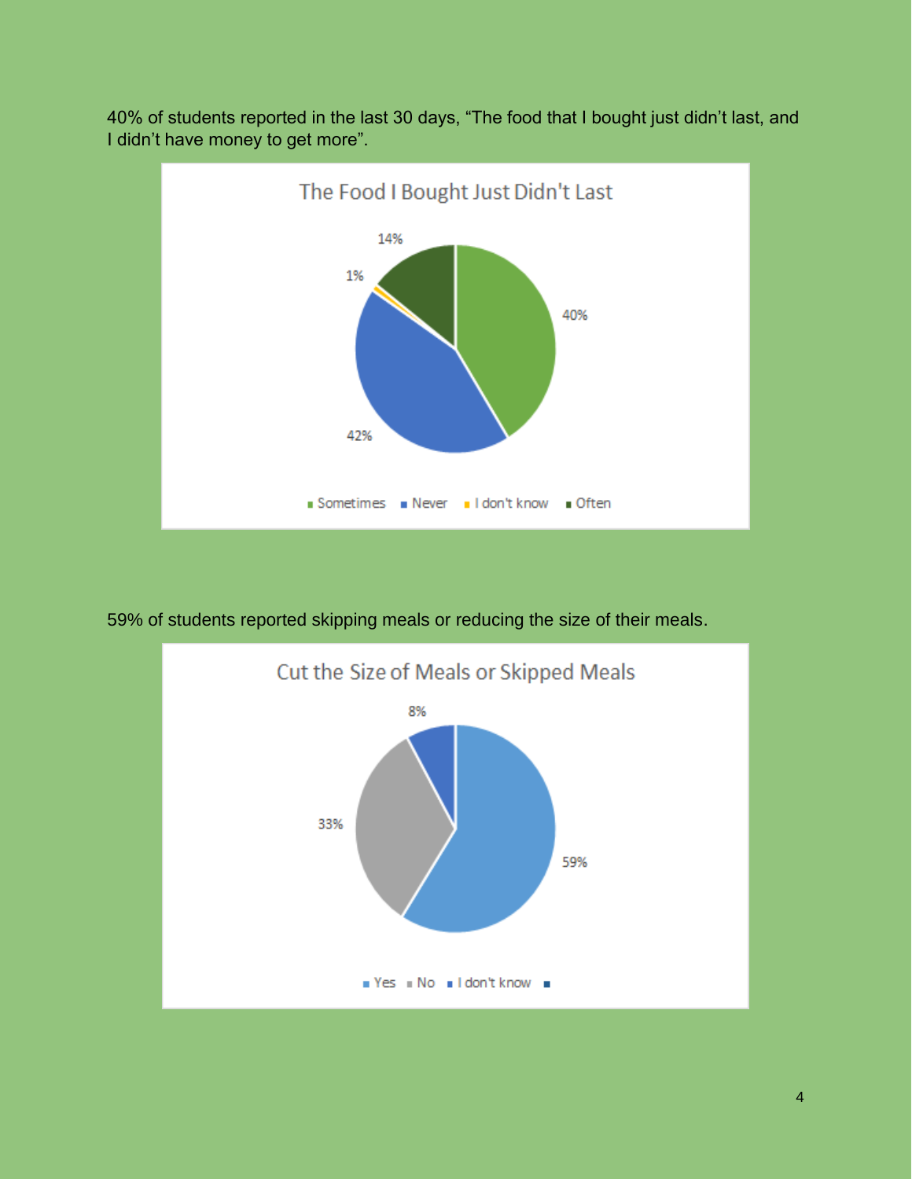40% of students reported in the last 30 days, "The food that I bought just didn't last, and I didn't have money to get more".

**The Food I Bought Just Didn't Last**

| Response | Percentage |
|---|---|
| Sometimes | 40% |
| Never | 42% |
| I don't know | 1% |
| Often | 14% |

59% of students reported skipping meals or reducing the size of their meals.

**Cut the Size of Meals or Skipped Meals**

| Response | Percentage |
|---|---|
| Yes | 59% |
| No | 33% |
| I don't know | 8% |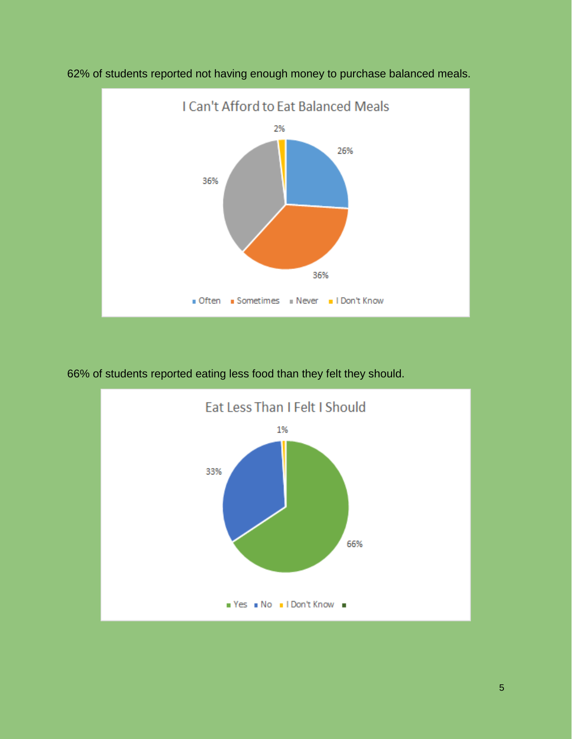62% of students reported not having enough money to purchase balanced meals.

66% of students reported eating less food than they felt they should.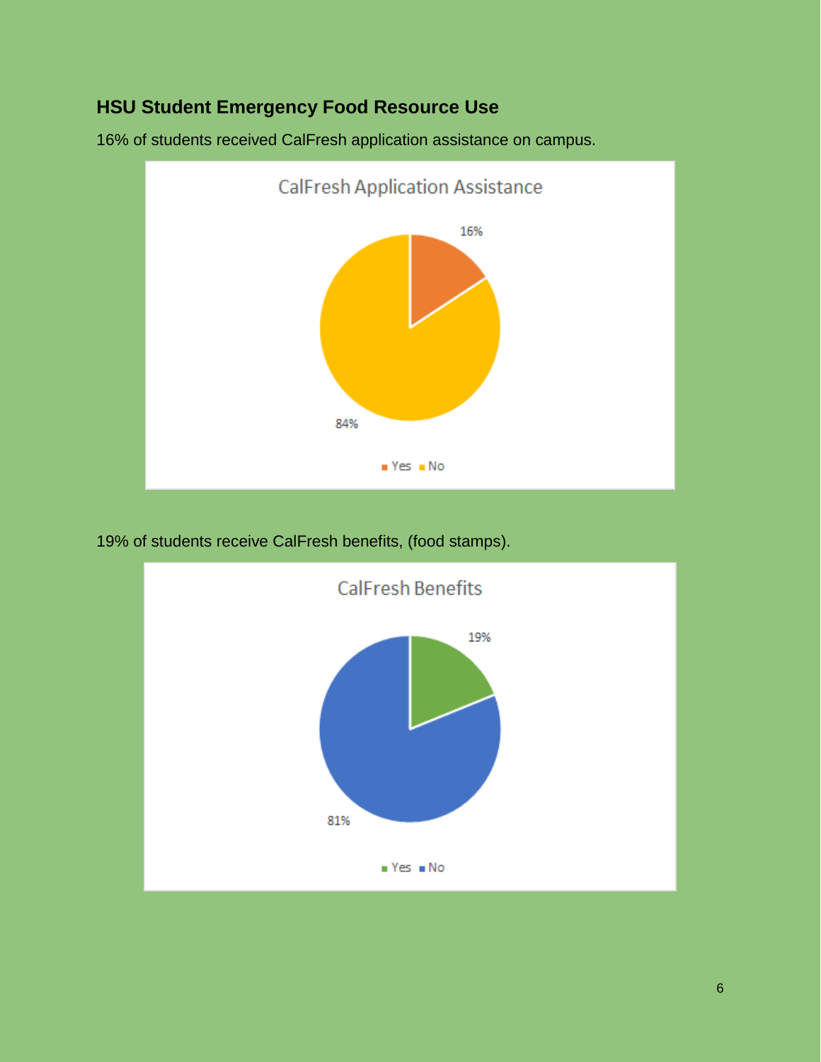## HSU Student Emergency Food Resource Use

16% of students received CalFresh application assistance on campus.

CalFresh Application Assistance

| Response | Percentage |
|---|---|
| Yes | 16% |
| No | 84% |

19% of students receive CalFresh benefits, (food stamps).

CalFresh Benefits

| Response | Percentage |
|---|---|
| Yes | 19% |
| No | 81% |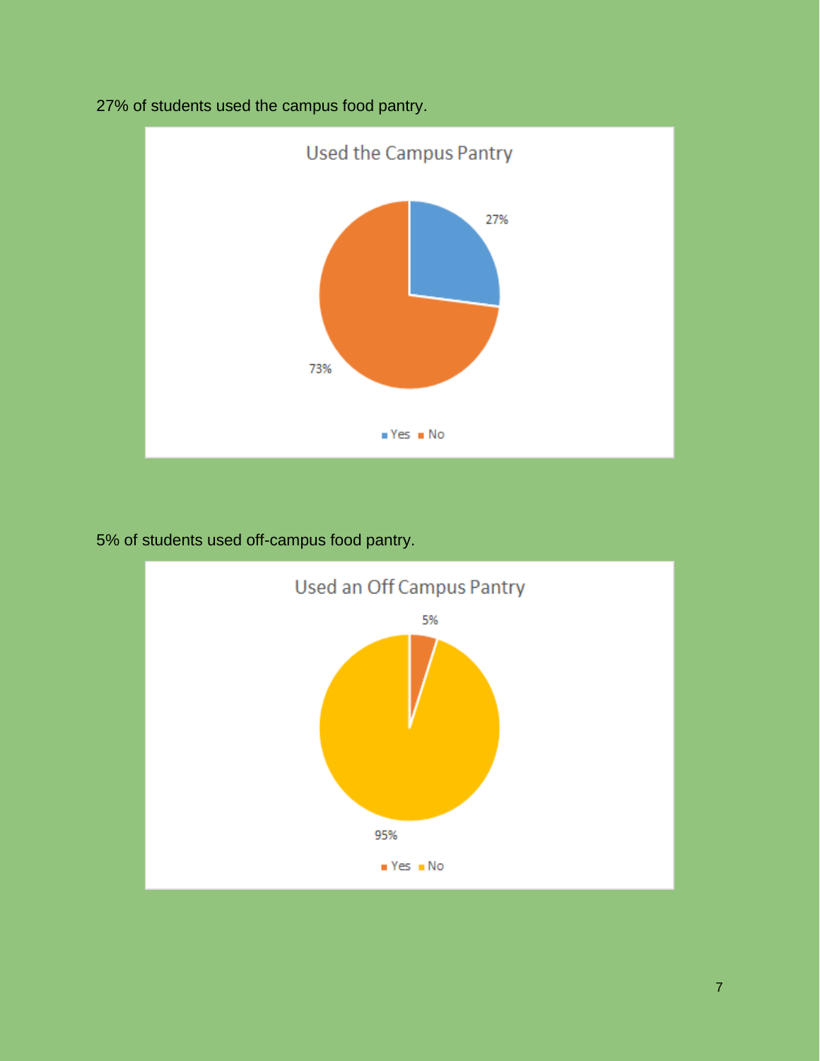27% of students used the campus food pantry.

Used the Campus Pantry

| | Percent |
| --- | --- |
| Yes | 27% |
| No | 73% |

5% of students used off-campus food pantry.

Used an Off Campus Pantry

| | Percent |
| --- | --- |
| Yes | 5% |
| No | 95% |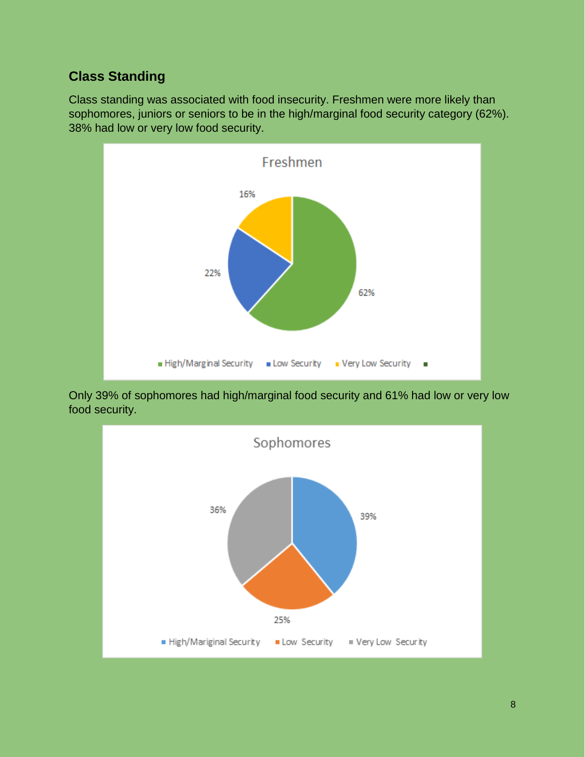## Class Standing

Class standing was associated with food insecurity. Freshmen were more likely than sophomores, juniors or seniors to be in the high/marginal food security category (62%). 38% had low or very low food security.

Only 39% of sophomores had high/marginal food security and 61% had low or very low food security.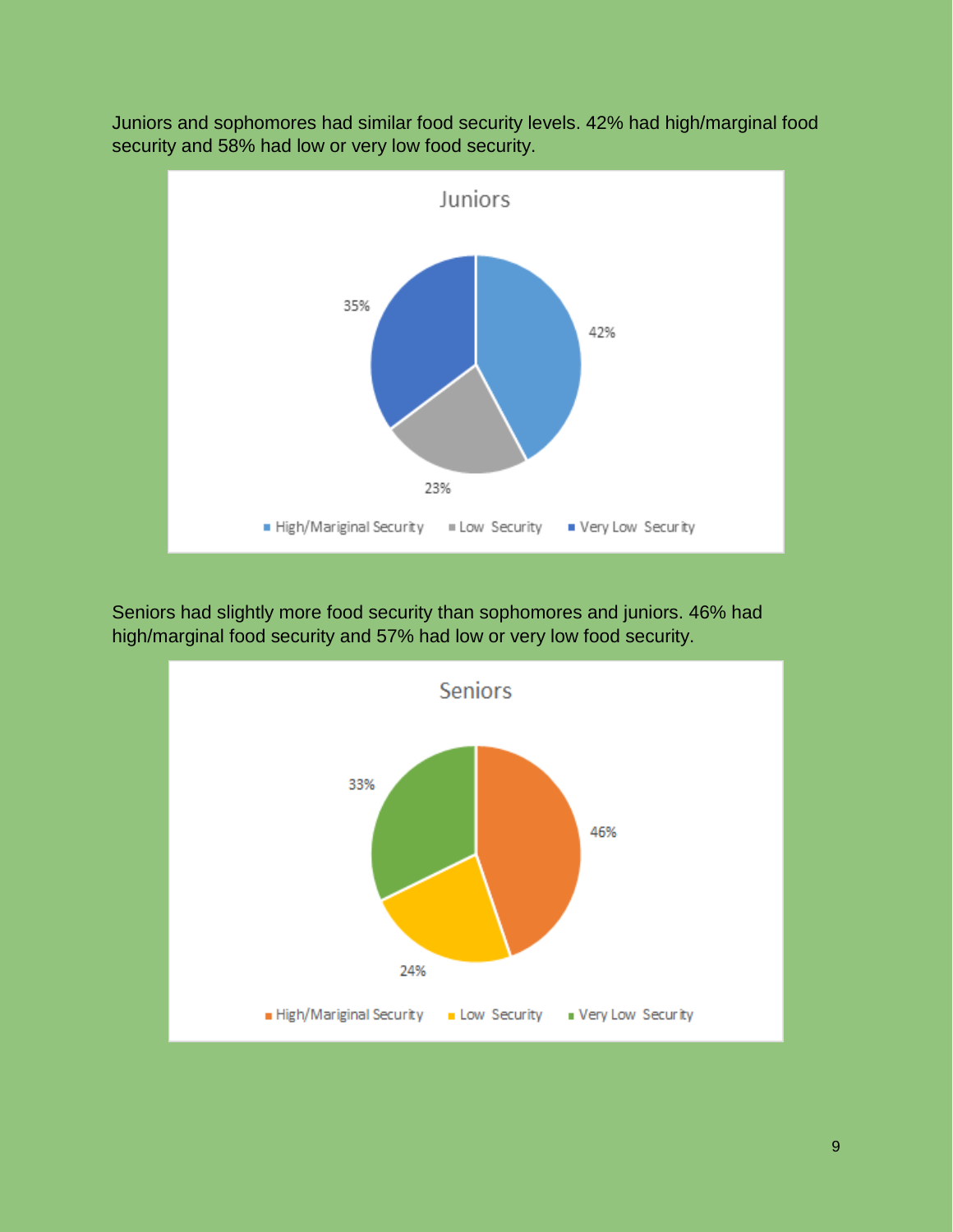Juniors and sophomores had similar food security levels. 42% had high/marginal food security and 58% had low or very low food security.

Seniors had slightly more food security than sophomores and juniors. 46% had high/marginal food security and 57% had low or very low food security.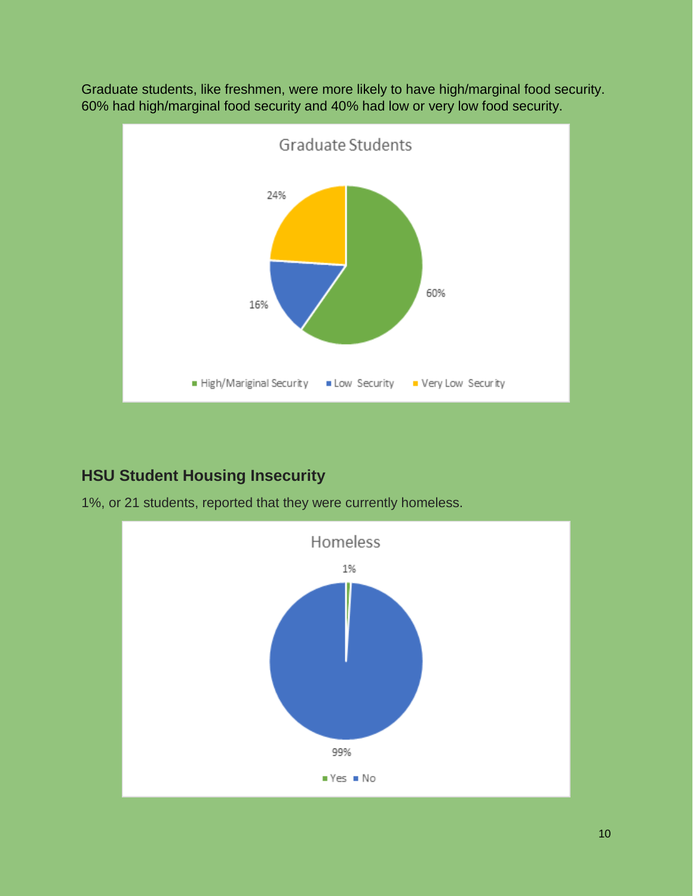Graduate students, like freshmen, were more likely to have high/marginal food security. 60% had high/marginal food security and 40% had low or very low food security.

Graduate Students

- High/Mariginal Security: 60%
- Low Security: 16%
- Very Low Security: 24%

## HSU Student Housing Insecurity

1%, or 21 students, reported that they were currently homeless.

Homeless

- Yes: 1%
- No: 99%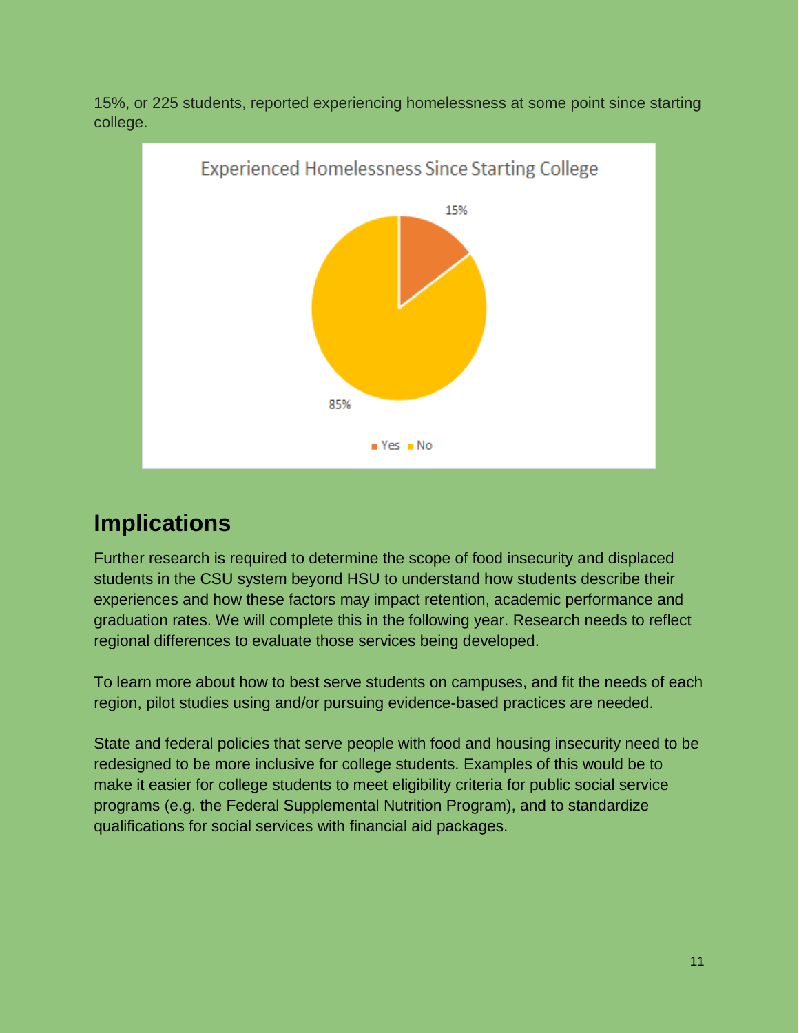15%, or 225 students, reported experiencing homelessness at some point since starting college.

Experienced Homelessness Since Starting College

15%

85%

Yes No

## Implications

Further research is required to determine the scope of food insecurity and displaced students in the CSU system beyond HSU to understand how students describe their experiences and how these factors may impact retention, academic performance and graduation rates. We will complete this in the following year. Research needs to reflect regional differences to evaluate those services being developed.

To learn more about how to best serve students on campuses, and fit the needs of each region, pilot studies using and/or pursuing evidence-based practices are needed.

State and federal policies that serve people with food and housing insecurity need to be redesigned to be more inclusive for college students. Examples of this would be to make it easier for college students to meet eligibility criteria for public social service programs (e.g. the Federal Supplemental Nutrition Program), and to standardize qualifications for social services with financial aid packages.